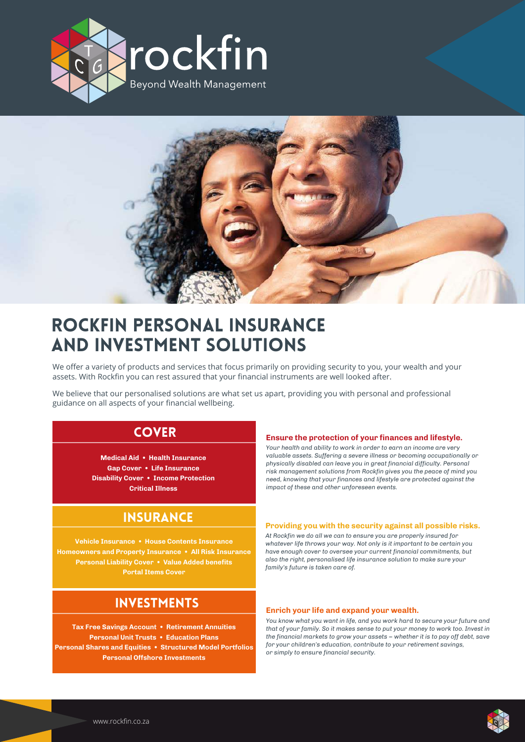rockfin

Beyond Wealth Management

# ROCKFIN PERSONAL INSURANCE AND INVESTMENT SOLUTIONS

We offer a variety of products and services that focus primarily on providing security to you, your wealth and your assets. With Rockfin you can rest assured that your financial instruments are well looked after.

We believe that our personalised solutions are what set us apart, providing you with personal and professional guidance on all aspects of your financial wellbeing.

## COVER

**Medical Aid • Health Insurance**
**Gap Cover • Life Insurance**
**Disability Cover • Income Protection**
**Critical Illness**

### Ensure the protection of your finances and lifestyle.

*Your health and ability to work in order to earn an income are very valuable assets. Suffering a severe illness or becoming occupationally or physically disabled can leave you in great financial difficulty. Personal risk management solutions from Rockfin gives you the peace of mind you need, knowing that your finances and lifestyle are protected against the impact of these and other unforeseen events.*

## INSURANCE

**Vehicle Insurance • House Contents Insurance**
**Homeowners and Property Insurance • All Risk Insurance**
**Personal Liability Cover • Value Added benefits**
**Portal Items Cover**

### Providing you with the security against all possible risks.

*At Rockfin we do all we can to ensure you are properly insured for whatever life throws your way. Not only is it important to be certain you have enough cover to oversee your current financial commitments, but also the right, personalised life insurance solution to make sure your family's future is taken care of.*

## INVESTMENTS

**Tax Free Savings Account • Retirement Annuities**
**Personal Unit Trusts • Education Plans**
**Personal Shares and Equities • Structured Model Portfolios**
**Personal Offshore Investments**

### Enrich your life and expand your wealth.

*You know what you want in life, and you work hard to secure your future and that of your family. So it makes sense to put your money to work too. Invest in the financial markets to grow your assets – whether it is to pay off debt, save for your children's education, contribute to your retirement savings, or simply to ensure financial security.*

www.rockfin.co.za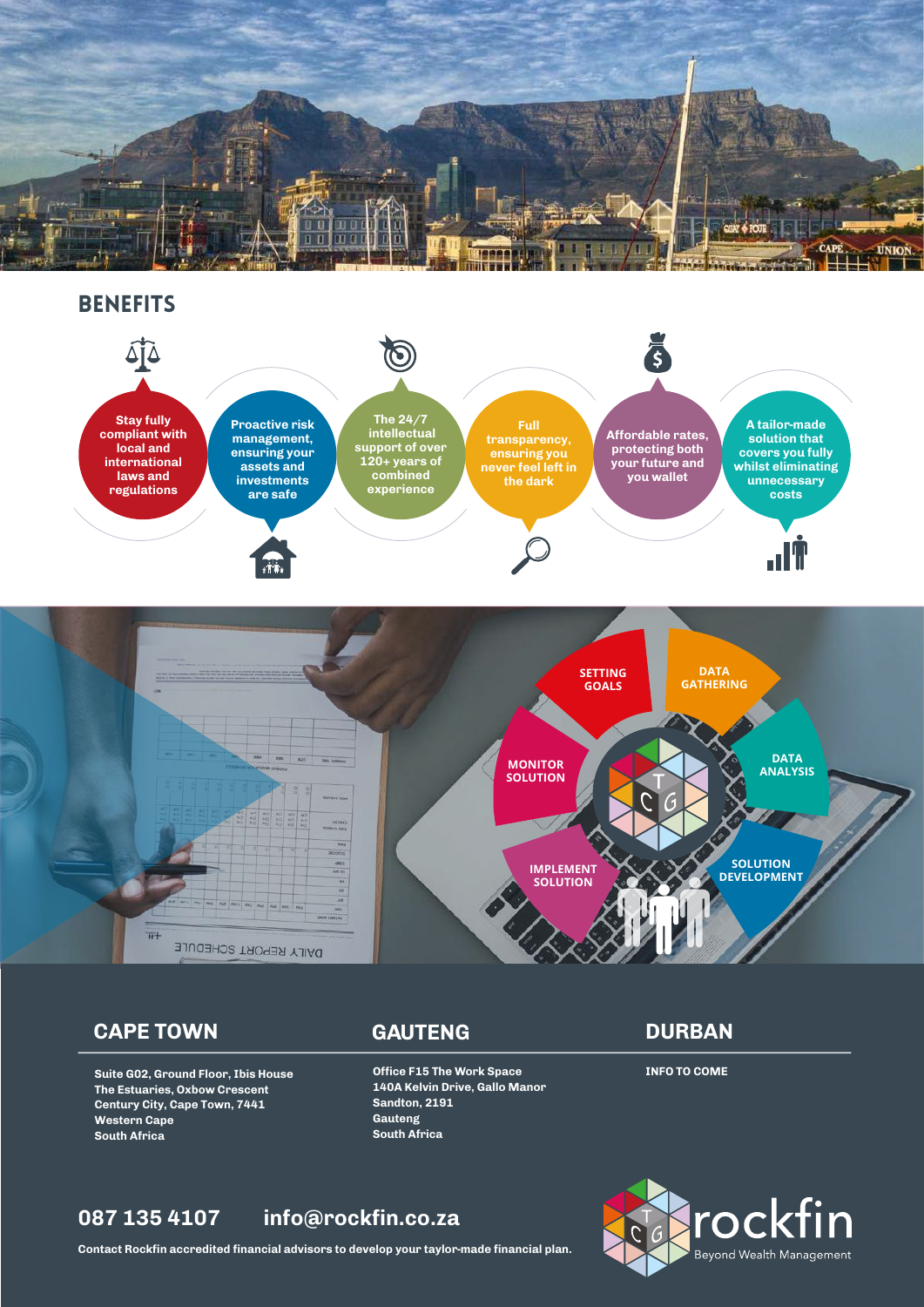## BENEFITS

- Stay fully compliant with local and international laws and regulations
- Proactive risk management, ensuring your assets and investments are safe
- The 24/7 intellectual support of over 120+ years of combined experience
- Full transparency, ensuring you never feel left in the dark
- Affordable rates, protecting both your future and you wallet
- A tailor-made solution that covers you fully whilst eliminating unnecessary costs

SETTING GOALS

DATA GATHERING

DATA ANALYSIS

SOLUTION DEVELOPMENT

IMPLEMENT SOLUTION

MONITOR SOLUTION

### CAPE TOWN

Suite G02, Ground Floor, Ibis House
The Estuaries, Oxbow Crescent
Century City, Cape Town, 7441
Western Cape
South Africa

### GAUTENG

Office F15 The Work Space
140A Kelvin Drive, Gallo Manor
Sandton, 2191
Gauteng
South Africa

### DURBAN

INFO TO COME

**087 135 4107** **info@rockfin.co.za**

Contact Rockfin accredited financial advisors to develop your taylor-made financial plan.

rockfin
Beyond Wealth Management